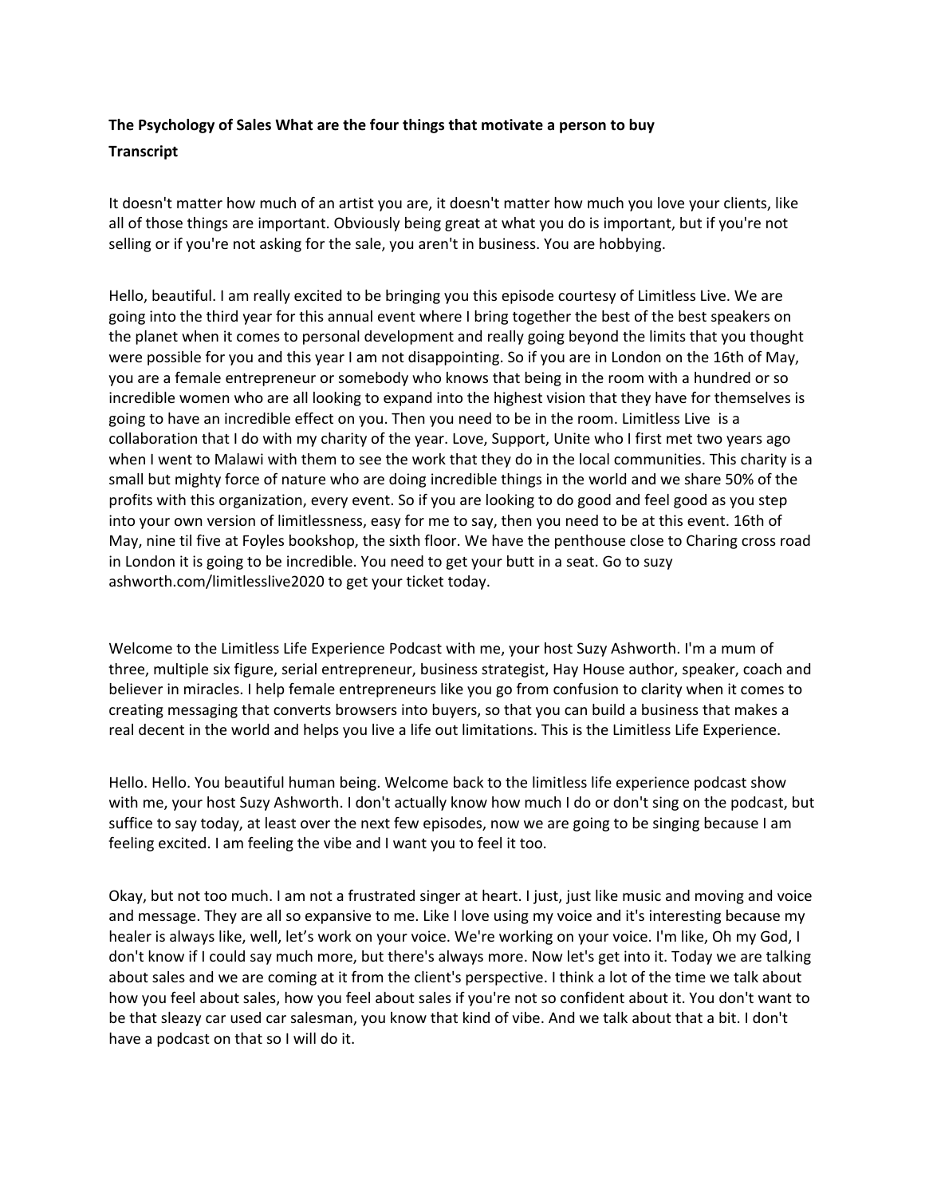**The Psychology of Sales What are the four things that motivate a person to buy**

**Transcript**

It doesn't matter how much of an artist you are, it doesn't matter how much you love your clients, like all of those things are important. Obviously being great at what you do is important, but if you're not selling or if you're not asking for the sale, you aren't in business. You are hobbying.

Hello, beautiful. I am really excited to be bringing you this episode courtesy of Limitless Live. We are going into the third year for this annual event where I bring together the best of the best speakers on the planet when it comes to personal development and really going beyond the limits that you thought were possible for you and this year I am not disappointing. So if you are in London on the 16th of May, you are a female entrepreneur or somebody who knows that being in the room with a hundred or so incredible women who are all looking to expand into the highest vision that they have for themselves is going to have an incredible effect on you. Then you need to be in the room. Limitless Live is a collaboration that I do with my charity of the year. Love, Support, Unite who I first met two years ago when I went to Malawi with them to see the work that they do in the local communities. This charity is a small but mighty force of nature who are doing incredible things in the world and we share 50% of the profits with this organization, every event. So if you are looking to do good and feel good as you step into your own version of limitlessness, easy for me to say, then you need to be at this event. 16th of May, nine til five at Foyles bookshop, the sixth floor. We have the penthouse close to Charing cross road in London it is going to be incredible. You need to get your butt in a seat. Go to suzy ashworth.com/limitlesslive2020 to get your ticket today.

Welcome to the Limitless Life Experience Podcast with me, your host Suzy Ashworth. I'm a mum of three, multiple six figure, serial entrepreneur, business strategist, Hay House author, speaker, coach and believer in miracles. I help female entrepreneurs like you go from confusion to clarity when it comes to creating messaging that converts browsers into buyers, so that you can build a business that makes a real decent in the world and helps you live a life out limitations. This is the Limitless Life Experience.

Hello. Hello. You beautiful human being. Welcome back to the limitless life experience podcast show with me, your host Suzy Ashworth. I don't actually know how much I do or don't sing on the podcast, but suffice to say today, at least over the next few episodes, now we are going to be singing because I am feeling excited. I am feeling the vibe and I want you to feel it too.

Okay, but not too much. I am not a frustrated singer at heart. I just, just like music and moving and voice and message. They are all so expansive to me. Like I love using my voice and it's interesting because my healer is always like, well, let's work on your voice. We're working on your voice. I'm like, Oh my God, I don't know if I could say much more, but there's always more. Now let's get into it. Today we are talking about sales and we are coming at it from the client's perspective. I think a lot of the time we talk about how you feel about sales, how you feel about sales if you're not so confident about it. You don't want to be that sleazy car used car salesman, you know that kind of vibe. And we talk about that a bit. I don't have a podcast on that so I will do it.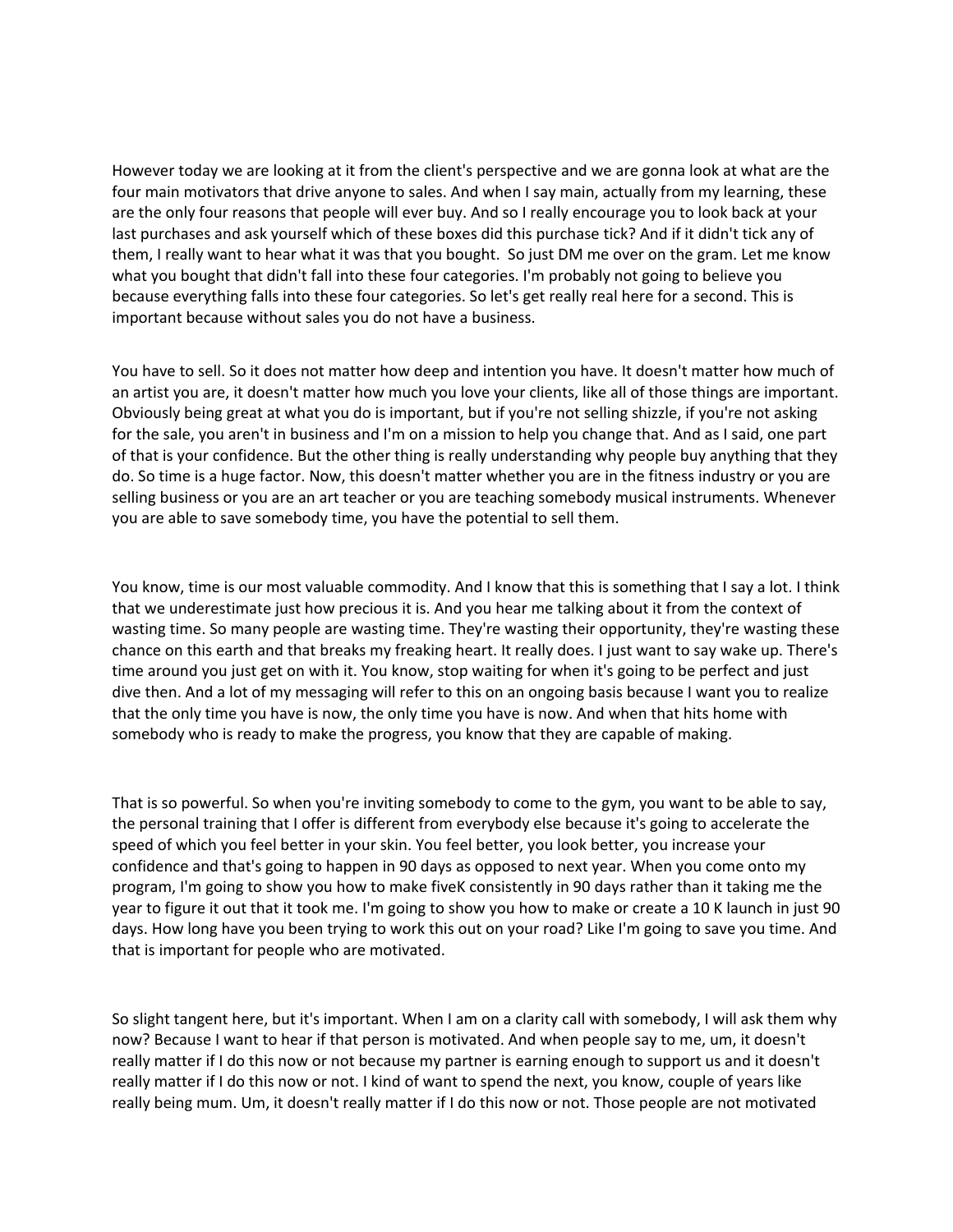However today we are looking at it from the client's perspective and we are gonna look at what are the four main motivators that drive anyone to sales. And when I say main, actually from my learning, these are the only four reasons that people will ever buy. And so I really encourage you to look back at your last purchases and ask yourself which of these boxes did this purchase tick? And if it didn't tick any of them, I really want to hear what it was that you bought. So just DM me over on the gram. Let me know what you bought that didn't fall into these four categories. I'm probably not going to believe you because everything falls into these four categories. So let's get really real here for a second. This is important because without sales you do not have a business.

You have to sell. So it does not matter how deep and intention you have. It doesn't matter how much of an artist you are, it doesn't matter how much you love your clients, like all of those things are important. Obviously being great at what you do is important, but if you're not selling shizzle, if you're not asking for the sale, you aren't in business and I'm on a mission to help you change that. And as I said, one part of that is your confidence. But the other thing is really understanding why people buy anything that they do. So time is a huge factor. Now, this doesn't matter whether you are in the fitness industry or you are selling business or you are an art teacher or you are teaching somebody musical instruments. Whenever you are able to save somebody time, you have the potential to sell them.

You know, time is our most valuable commodity. And I know that this is something that I say a lot. I think that we underestimate just how precious it is. And you hear me talking about it from the context of wasting time. So many people are wasting time. They're wasting their opportunity, they're wasting these chance on this earth and that breaks my freaking heart. It really does. I just want to say wake up. There's time around you just get on with it. You know, stop waiting for when it's going to be perfect and just dive then. And a lot of my messaging will refer to this on an ongoing basis because I want you to realize that the only time you have is now, the only time you have is now. And when that hits home with somebody who is ready to make the progress, you know that they are capable of making.

That is so powerful. So when you're inviting somebody to come to the gym, you want to be able to say, the personal training that I offer is different from everybody else because it's going to accelerate the speed of which you feel better in your skin. You feel better, you look better, you increase your confidence and that's going to happen in 90 days as opposed to next year. When you come onto my program, I'm going to show you how to make fiveK consistently in 90 days rather than it taking me the year to figure it out that it took me. I'm going to show you how to make or create a 10 K launch in just 90 days. How long have you been trying to work this out on your road? Like I'm going to save you time. And that is important for people who are motivated.

So slight tangent here, but it's important. When I am on a clarity call with somebody, I will ask them why now? Because I want to hear if that person is motivated. And when people say to me, um, it doesn't really matter if I do this now or not because my partner is earning enough to support us and it doesn't really matter if I do this now or not. I kind of want to spend the next, you know, couple of years like really being mum. Um, it doesn't really matter if I do this now or not. Those people are not motivated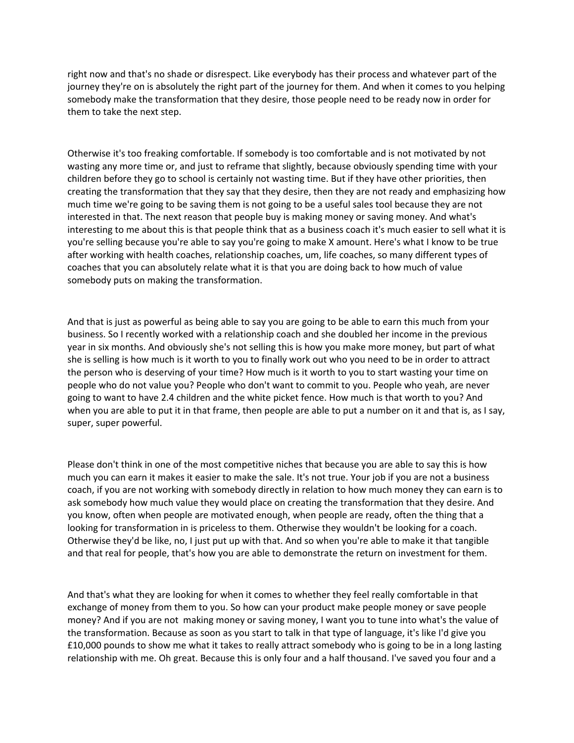right now and that's no shade or disrespect. Like everybody has their process and whatever part of the journey they're on is absolutely the right part of the journey for them. And when it comes to you helping somebody make the transformation that they desire, those people need to be ready now in order for them to take the next step.

Otherwise it's too freaking comfortable. If somebody is too comfortable and is not motivated by not wasting any more time or, and just to reframe that slightly, because obviously spending time with your children before they go to school is certainly not wasting time. But if they have other priorities, then creating the transformation that they say that they desire, then they are not ready and emphasizing how much time we're going to be saving them is not going to be a useful sales tool because they are not interested in that. The next reason that people buy is making money or saving money. And what's interesting to me about this is that people think that as a business coach it's much easier to sell what it is you're selling because you're able to say you're going to make X amount. Here's what I know to be true after working with health coaches, relationship coaches, um, life coaches, so many different types of coaches that you can absolutely relate what it is that you are doing back to how much of value somebody puts on making the transformation.

And that is just as powerful as being able to say you are going to be able to earn this much from your business. So I recently worked with a relationship coach and she doubled her income in the previous year in six months. And obviously she's not selling this is how you make more money, but part of what she is selling is how much is it worth to you to finally work out who you need to be in order to attract the person who is deserving of your time? How much is it worth to you to start wasting your time on people who do not value you? People who don't want to commit to you. People who yeah, are never going to want to have 2.4 children and the white picket fence. How much is that worth to you? And when you are able to put it in that frame, then people are able to put a number on it and that is, as I say, super, super powerful.

Please don't think in one of the most competitive niches that because you are able to say this is how much you can earn it makes it easier to make the sale. It's not true. Your job if you are not a business coach, if you are not working with somebody directly in relation to how much money they can earn is to ask somebody how much value they would place on creating the transformation that they desire. And you know, often when people are motivated enough, when people are ready, often the thing that a looking for transformation in is priceless to them. Otherwise they wouldn't be looking for a coach. Otherwise they'd be like, no, I just put up with that. And so when you're able to make it that tangible and that real for people, that's how you are able to demonstrate the return on investment for them.

And that's what they are looking for when it comes to whether they feel really comfortable in that exchange of money from them to you. So how can your product make people money or save people money? And if you are not making money or saving money, I want you to tune into what's the value of the transformation. Because as soon as you start to talk in that type of language, it's like I'd give you £10,000 pounds to show me what it takes to really attract somebody who is going to be in a long lasting relationship with me. Oh great. Because this is only four and a half thousand. I've saved you four and a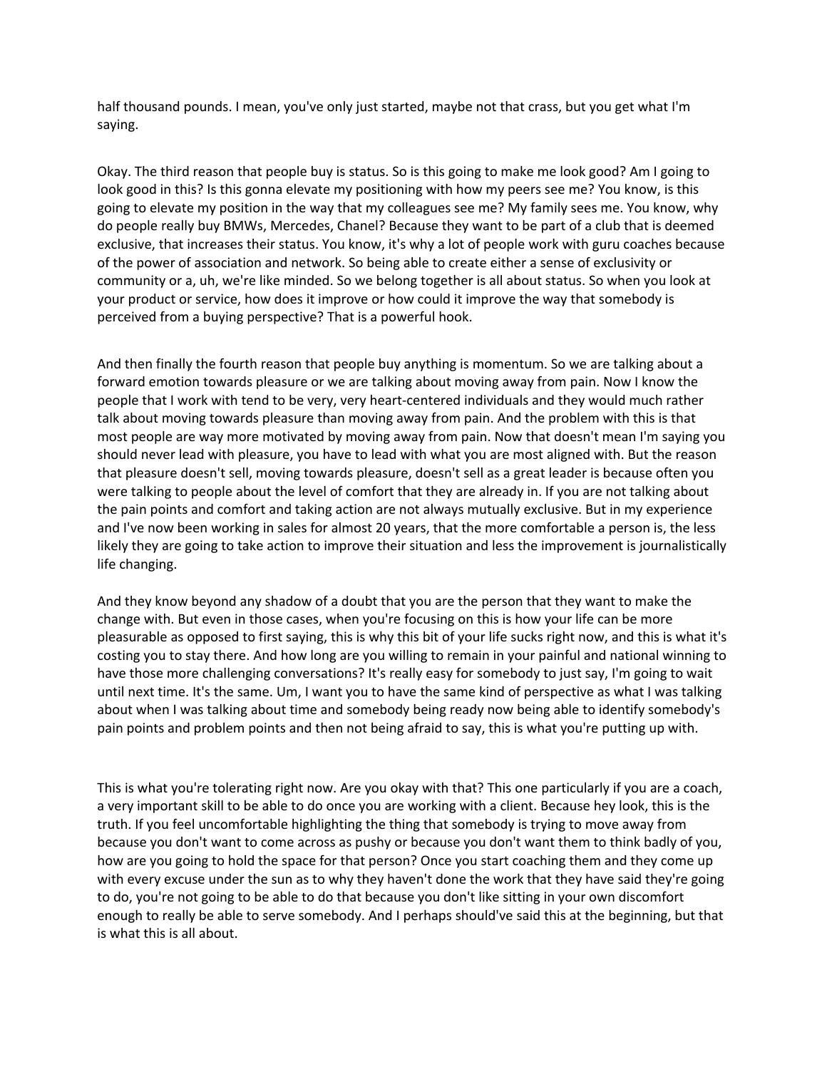half thousand pounds. I mean, you've only just started, maybe not that crass, but you get what I'm saying.

Okay. The third reason that people buy is status. So is this going to make me look good? Am I going to look good in this? Is this gonna elevate my positioning with how my peers see me? You know, is this going to elevate my position in the way that my colleagues see me? My family sees me. You know, why do people really buy BMWs, Mercedes, Chanel? Because they want to be part of a club that is deemed exclusive, that increases their status. You know, it's why a lot of people work with guru coaches because of the power of association and network. So being able to create either a sense of exclusivity or community or a, uh, we're like minded. So we belong together is all about status. So when you look at your product or service, how does it improve or how could it improve the way that somebody is perceived from a buying perspective? That is a powerful hook.

And then finally the fourth reason that people buy anything is momentum. So we are talking about a forward emotion towards pleasure or we are talking about moving away from pain. Now I know the people that I work with tend to be very, very heart-centered individuals and they would much rather talk about moving towards pleasure than moving away from pain. And the problem with this is that most people are way more motivated by moving away from pain. Now that doesn't mean I'm saying you should never lead with pleasure, you have to lead with what you are most aligned with. But the reason that pleasure doesn't sell, moving towards pleasure, doesn't sell as a great leader is because often you were talking to people about the level of comfort that they are already in. If you are not talking about the pain points and comfort and taking action are not always mutually exclusive. But in my experience and I've now been working in sales for almost 20 years, that the more comfortable a person is, the less likely they are going to take action to improve their situation and less the improvement is journalistically life changing.

And they know beyond any shadow of a doubt that you are the person that they want to make the change with. But even in those cases, when you're focusing on this is how your life can be more pleasurable as opposed to first saying, this is why this bit of your life sucks right now, and this is what it's costing you to stay there. And how long are you willing to remain in your painful and national winning to have those more challenging conversations? It's really easy for somebody to just say, I'm going to wait until next time. It's the same. Um, I want you to have the same kind of perspective as what I was talking about when I was talking about time and somebody being ready now being able to identify somebody's pain points and problem points and then not being afraid to say, this is what you're putting up with.

This is what you're tolerating right now. Are you okay with that? This one particularly if you are a coach, a very important skill to be able to do once you are working with a client. Because hey look, this is the truth. If you feel uncomfortable highlighting the thing that somebody is trying to move away from because you don't want to come across as pushy or because you don't want them to think badly of you, how are you going to hold the space for that person? Once you start coaching them and they come up with every excuse under the sun as to why they haven't done the work that they have said they're going to do, you're not going to be able to do that because you don't like sitting in your own discomfort enough to really be able to serve somebody. And I perhaps should've said this at the beginning, but that is what this is all about.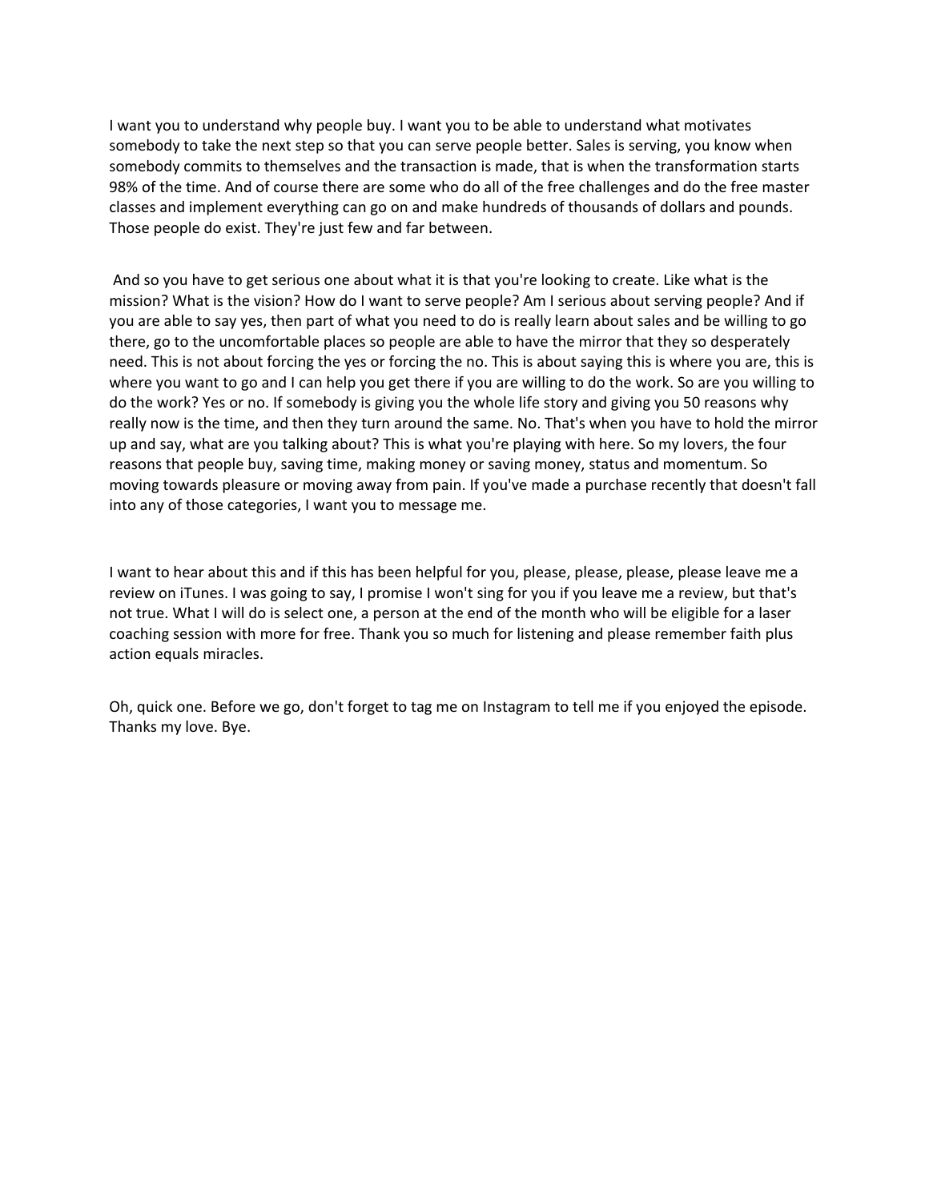I want you to understand why people buy. I want you to be able to understand what motivates somebody to take the next step so that you can serve people better. Sales is serving, you know when somebody commits to themselves and the transaction is made, that is when the transformation starts 98% of the time. And of course there are some who do all of the free challenges and do the free master classes and implement everything can go on and make hundreds of thousands of dollars and pounds. Those people do exist. They're just few and far between.

And so you have to get serious one about what it is that you're looking to create. Like what is the mission? What is the vision? How do I want to serve people? Am I serious about serving people? And if you are able to say yes, then part of what you need to do is really learn about sales and be willing to go there, go to the uncomfortable places so people are able to have the mirror that they so desperately need. This is not about forcing the yes or forcing the no. This is about saying this is where you are, this is where you want to go and I can help you get there if you are willing to do the work. So are you willing to do the work? Yes or no. If somebody is giving you the whole life story and giving you 50 reasons why really now is the time, and then they turn around the same. No. That's when you have to hold the mirror up and say, what are you talking about? This is what you're playing with here. So my lovers, the four reasons that people buy, saving time, making money or saving money, status and momentum. So moving towards pleasure or moving away from pain. If you've made a purchase recently that doesn't fall into any of those categories, I want you to message me.

I want to hear about this and if this has been helpful for you, please, please, please, please leave me a review on iTunes. I was going to say, I promise I won't sing for you if you leave me a review, but that's not true. What I will do is select one, a person at the end of the month who will be eligible for a laser coaching session with more for free. Thank you so much for listening and please remember faith plus action equals miracles.

Oh, quick one. Before we go, don't forget to tag me on Instagram to tell me if you enjoyed the episode. Thanks my love. Bye.